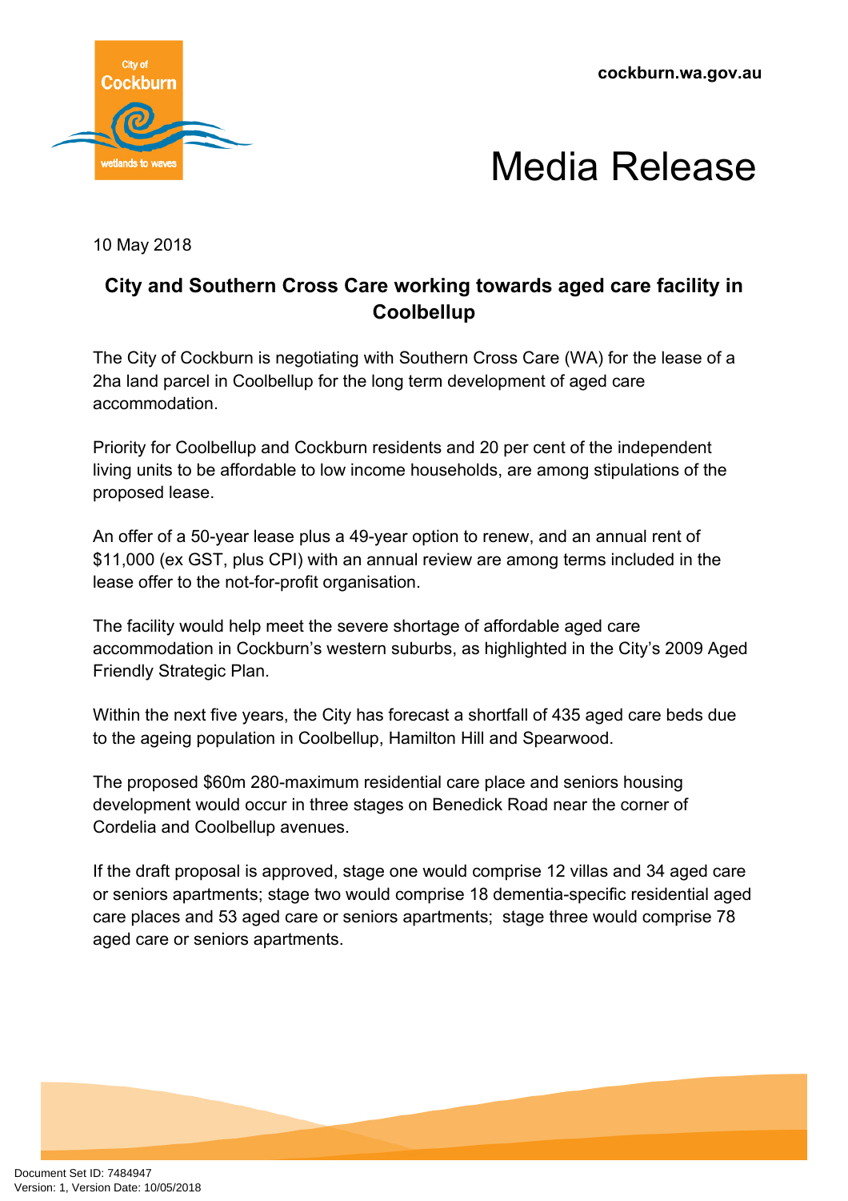cockburn.wa.gov.au

# Media Release

10 May 2018

## City and Southern Cross Care working towards aged care facility in Coolbellup

The City of Cockburn is negotiating with Southern Cross Care (WA) for the lease of a 2ha land parcel in Coolbellup for the long term development of aged care accommodation.

Priority for Coolbellup and Cockburn residents and 20 per cent of the independent living units to be affordable to low income households, are among stipulations of the proposed lease.

An offer of a 50-year lease plus a 49-year option to renew, and an annual rent of $11,000 (ex GST, plus CPI) with an annual review are among terms included in the lease offer to the not-for-profit organisation.

The facility would help meet the severe shortage of affordable aged care accommodation in Cockburn's western suburbs, as highlighted in the City's 2009 Aged Friendly Strategic Plan.

Within the next five years, the City has forecast a shortfall of 435 aged care beds due to the ageing population in Coolbellup, Hamilton Hill and Spearwood.

The proposed $60m 280-maximum residential care place and seniors housing development would occur in three stages on Benedick Road near the corner of Cordelia and Coolbellup avenues.

If the draft proposal is approved, stage one would comprise 12 villas and 34 aged care or seniors apartments; stage two would comprise 18 dementia-specific residential aged care places and 53 aged care or seniors apartments; stage three would comprise 78 aged care or seniors apartments.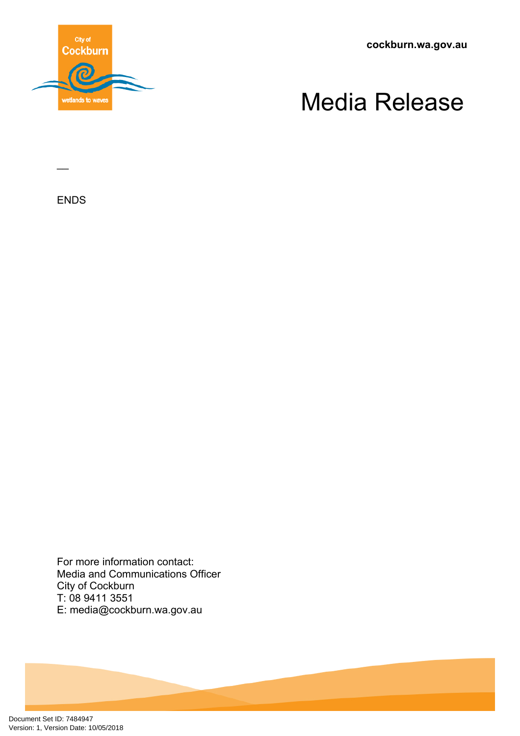cockburn.wa.gov.au

# Media Release

—

ENDS

For more information contact:
Media and Communications Officer
City of Cockburn
T: 08 9411 3551
E: media@cockburn.wa.gov.au

Document Set ID: 7484947
Version: 1, Version Date: 10/05/2018